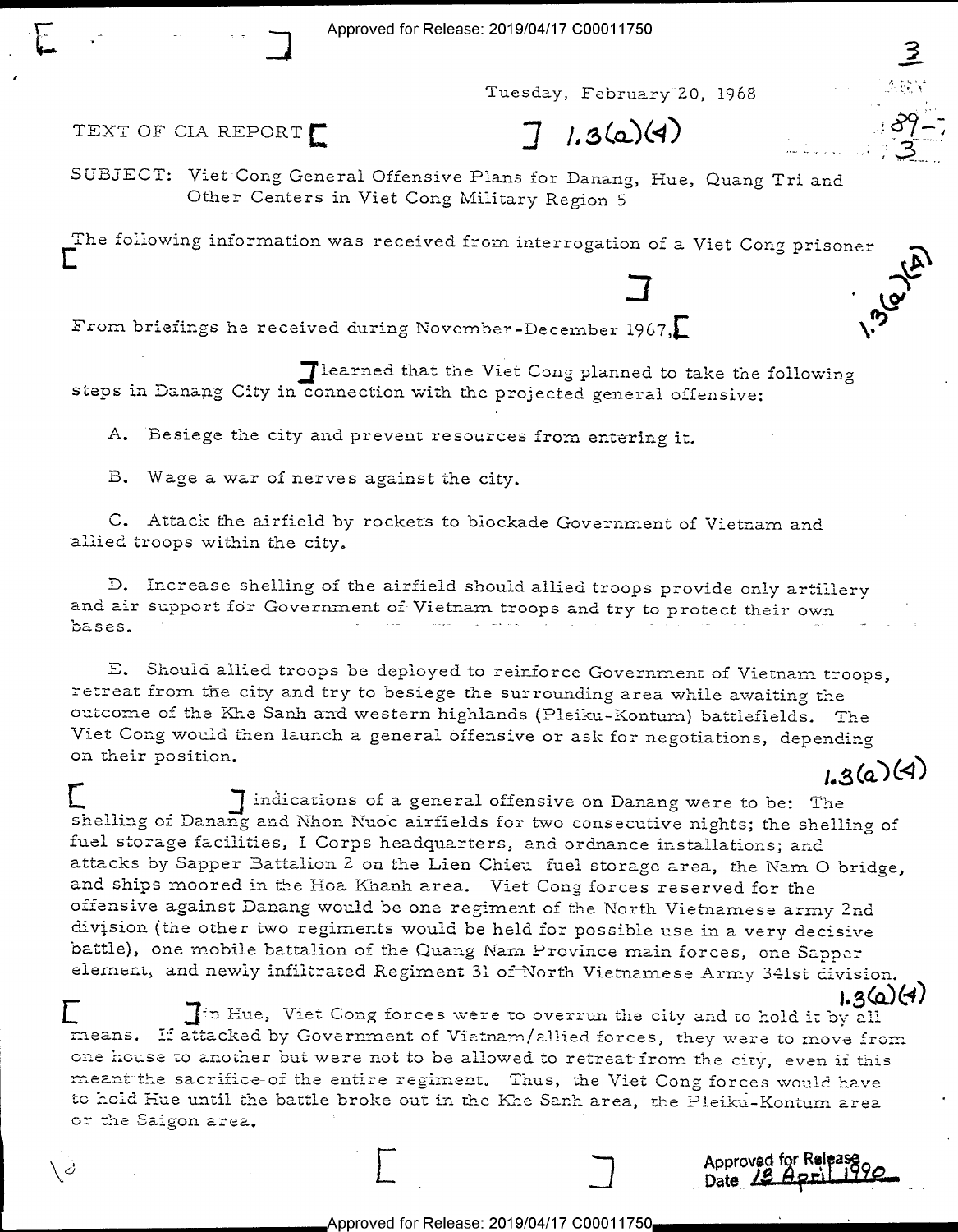Tuesday, February 20, 1968

TEXT OF CIA REPORT [ ] 1.3(a)(4)

SUBJECT: Viet Cong General Offensive Plans for Danang, Hue, Quang Tri and Other Centers in Viet Cong Military Region 5

[The following information was received from interrogation of a Viet Cong prisoner
[ ]

From briefings he received during November-December 1967, [ ] learned that the Viet Cong planned to take the following steps in Danang City in connection with the projected general offensive:

A. Besiege the city and prevent resources from entering it.

B. Wage a war of nerves against the city.

C. Attack the airfield by rockets to blockade Government of Vietnam and allied troops within the city.

D. Increase shelling of the airfield should allied troops provide only artillery and air support for Government of Vietnam troops and try to protect their own bases.

E. Should allied troops be deployed to reinforce Government of Vietnam troops, retreat from the city and try to besiege the surrounding area while awaiting the outcome of the Khe Sanh and western highlands (Pleiku-Kontum) battlefields. The Viet Cong would then launch a general offensive or ask for negotiations, depending on their position.

1.3(a)(4)

[ ] indications of a general offensive on Danang were to be: The shelling of Danang and Nhon Nuoc airfields for two consecutive nights; the shelling of fuel storage facilities, I Corps headquarters, and ordnance installations; and attacks by Sapper Battalion 2 on the Lien Chieu fuel storage area, the Nam O bridge, and ships moored in the Hoa Khanh area. Viet Cong forces reserved for the offensive against Danang would be one regiment of the North Vietnamese army 2nd division (the other two regiments would be held for possible use in a very decisive battle), one mobile battalion of the Quang Nam Province main forces, one Sapper element, and newly infiltrated Regiment 31 of North Vietnamese Army 341st division.

1.3(a)(4)

[ ] In Hue, Viet Cong forces were to overrun the city and to hold it by all means. If attacked by Government of Vietnam/allied forces, they were to move from one house to another but were not to be allowed to retreat from the city, even if this meant the sacrifice of the entire regiment. Thus, the Viet Cong forces would have to hold Hue until the battle broke out in the Khe Sanh area, the Pleiku-Kontum area or the Saigon area.

[ ]

Approved for Release
Date 18 April 1990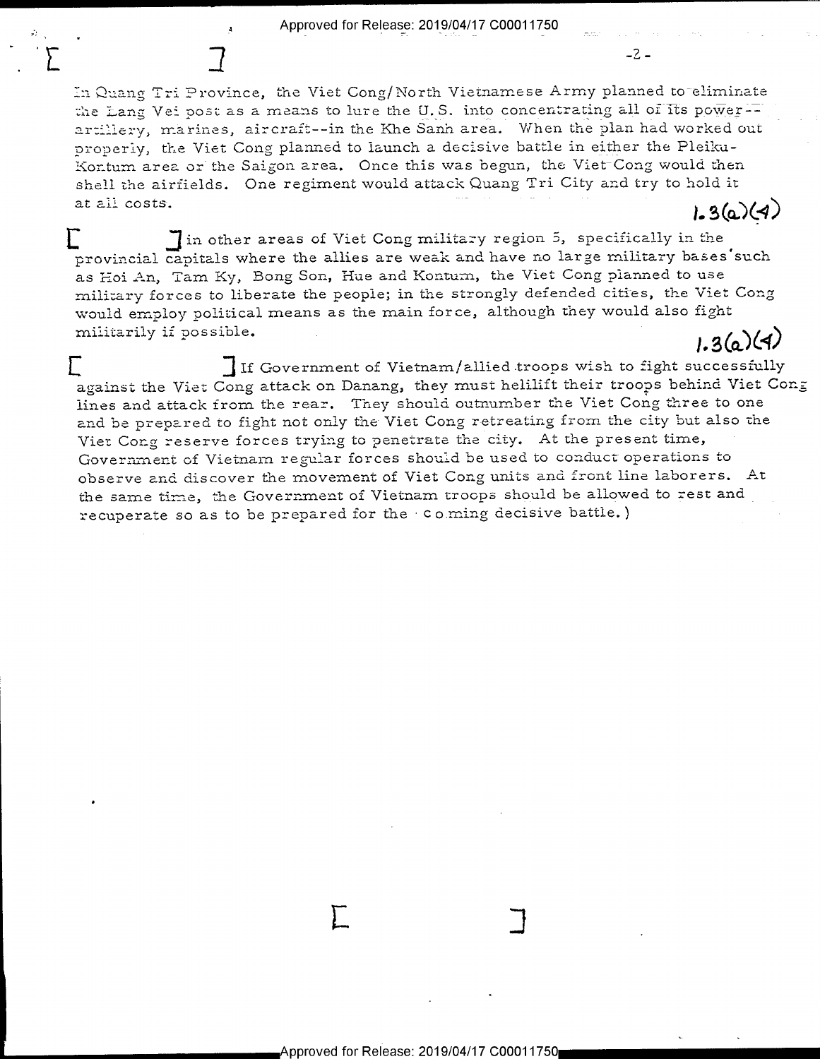In Quang Tri Province, the Viet Cong/North Vietnamese Army planned to eliminate the Lang Vei post as a means to lure the U.S. into concentrating all of its power--artillery, marines, aircraft--in the Khe Sanh area. When the plan had worked out properly, the Viet Cong planned to launch a decisive battle in either the Pleiku-Kontum area or the Saigon area. Once this was begun, the Viet Cong would then shell the airfields. One regiment would attack Quang Tri City and try to hold it at all costs.

1.3(a)(4)

[ ] in other areas of Viet Cong military region 5, specifically in the provincial capitals where the allies are weak and have no large military bases such as Hoi An, Tam Ky, Bong Son, Hue and Kontum, the Viet Cong planned to use military forces to liberate the people; in the strongly defended cities, the Viet Cong would employ political means as the main force, although they would also fight militarily if possible.

1.3(a)(4)

[ ] If Government of Vietnam/allied troops wish to fight successfully against the Viet Cong attack on Danang, they must helilift their troops behind Viet Cong lines and attack from the rear. They should outnumber the Viet Cong three to one and be prepared to fight not only the Viet Cong retreating from the city but also the Viet Cong reserve forces trying to penetrate the city. At the present time, Government of Vietnam regular forces should be used to conduct operations to observe and discover the movement of Viet Cong units and front line laborers. At the same time, the Government of Vietnam troops should be allowed to rest and recuperate so as to be prepared for the coming decisive battle.)

[ ]